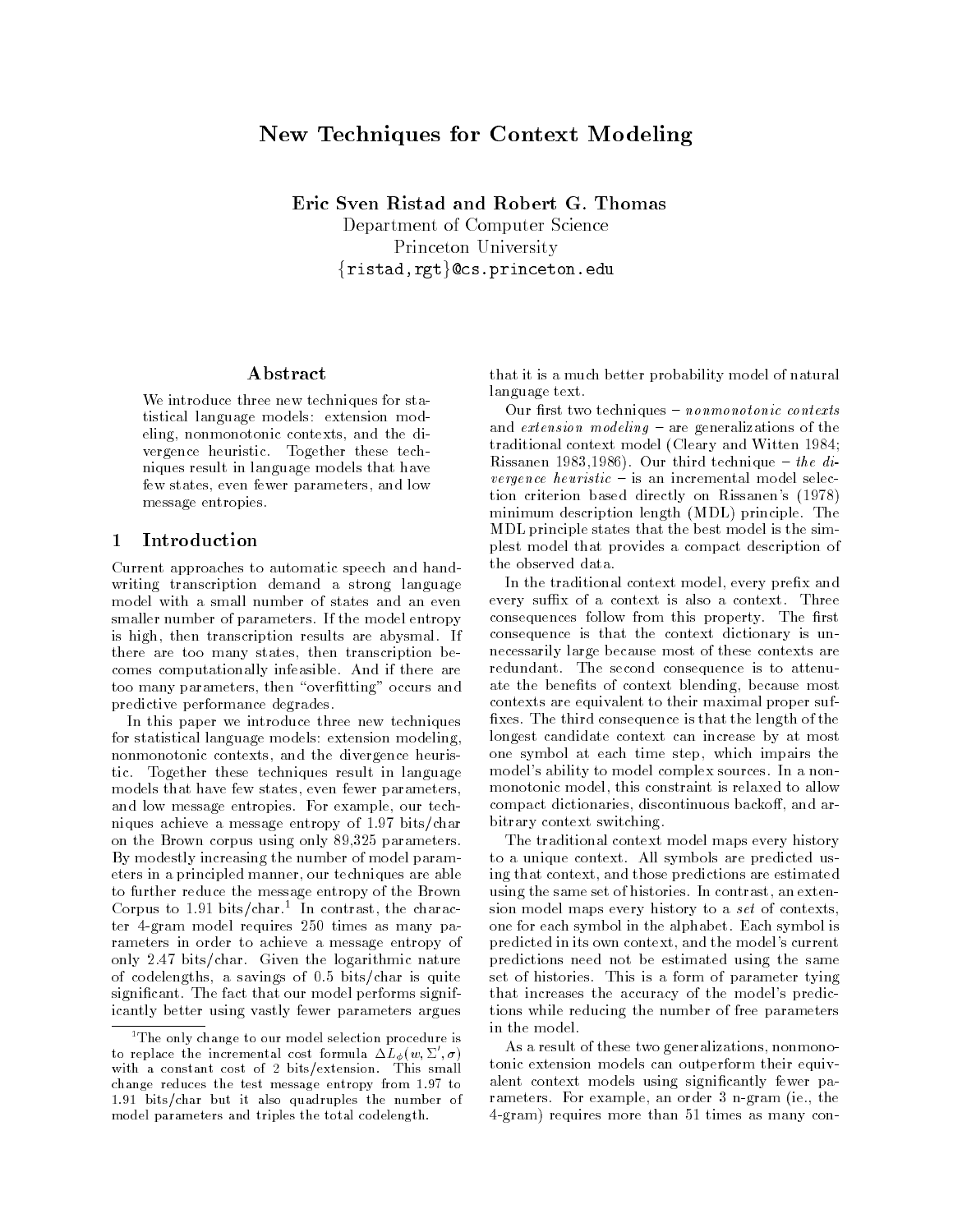# New Techniques for Context Modeling

**Eric Sven Ristad and Robert G. Thomas**
Department of Computer Science
Princeton University
{ristad,rgt}@cs.princeton.edu

## Abstract

We introduce three new techniques for statistical language models: extension modeling, nonmonotonic contexts, and the divergence heuristic. Together these techniques result in language models that have few states, even fewer parameters, and low message entropies.

## 1 Introduction

Current approaches to automatic speech and handwriting transcription demand a strong language model with a small number of states and an even smaller number of parameters. If the model entropy is high, then transcription results are abysmal. If there are too many states, then transcription becomes computationally infeasible. And if there are too many parameters, then "overfitting" occurs and predictive performance degrades.

In this paper we introduce three new techniques for statistical language models: extension modeling, nonmonotonic contexts, and the divergence heuristic. Together these techniques result in language models that have few states, even fewer parameters, and low message entropies. For example, our techniques achieve a message entropy of 1.97 bits/char on the Brown corpus using only 89,325 parameters. By modestly increasing the number of model parameters in a principled manner, our techniques are able to further reduce the message entropy of the Brown Corpus to 1.91 bits/char.[1] In contrast, the character 4-gram model requires 250 times as many parameters in order to achieve a message entropy of only 2.47 bits/char. Given the logarithmic nature of codelengths, a savings of 0.5 bits/char is quite significant. The fact that our model performs significantly better using vastly fewer parameters argues that it is a much better probability model of natural language text.

Our first two techniques – *nonmonotonic contexts* and *extension modeling* – are generalizations of the traditional context model (Cleary and Witten 1984; Rissanen 1983,1986). Our third technique – *the divergence heuristic* – is an incremental model selection criterion based directly on Rissanen's (1978) minimum description length (MDL) principle. The MDL principle states that the best model is the simplest model that provides a compact description of the observed data.

In the traditional context model, every prefix and every suffix of a context is also a context. Three consequences follow from this property. The first consequence is that the context dictionary is unnecessarily large because most of these contexts are redundant. The second consequence is to attenuate the benefits of context blending, because most contexts are equivalent to their maximal proper suffixes. The third consequence is that the length of the longest candidate context can increase by at most one symbol at each time step, which impairs the model's ability to model complex sources. In a nonmonotonic model, this constraint is relaxed to allow compact dictionaries, discontinuous backoff, and arbitrary context switching.

The traditional context model maps every history to a unique context. All symbols are predicted using that context, and those predictions are estimated using the same set of histories. In contrast, an extension model maps every history to a *set* of contexts, one for each symbol in the alphabet. Each symbol is predicted in its own context, and the model's current predictions need not be estimated using the same set of histories. This is a form of parameter tying that increases the accuracy of the model's predictions while reducing the number of free parameters in the model.

As a result of these two generalizations, nonmonotonic extension models can outperform their equivalent context models using significantly fewer parameters. For example, an order 3 n-gram (ie., the 4-gram) requires more than 51 times as many con-

[1] The only change to our model selection procedure is to replace the incremental cost formula $\Delta L_{\phi}(w, \Sigma', \sigma)$ with a constant cost of 2 bits/extension. This small change reduces the test message entropy from 1.97 to 1.91 bits/char but it also quadruples the number of model parameters and triples the total codelength.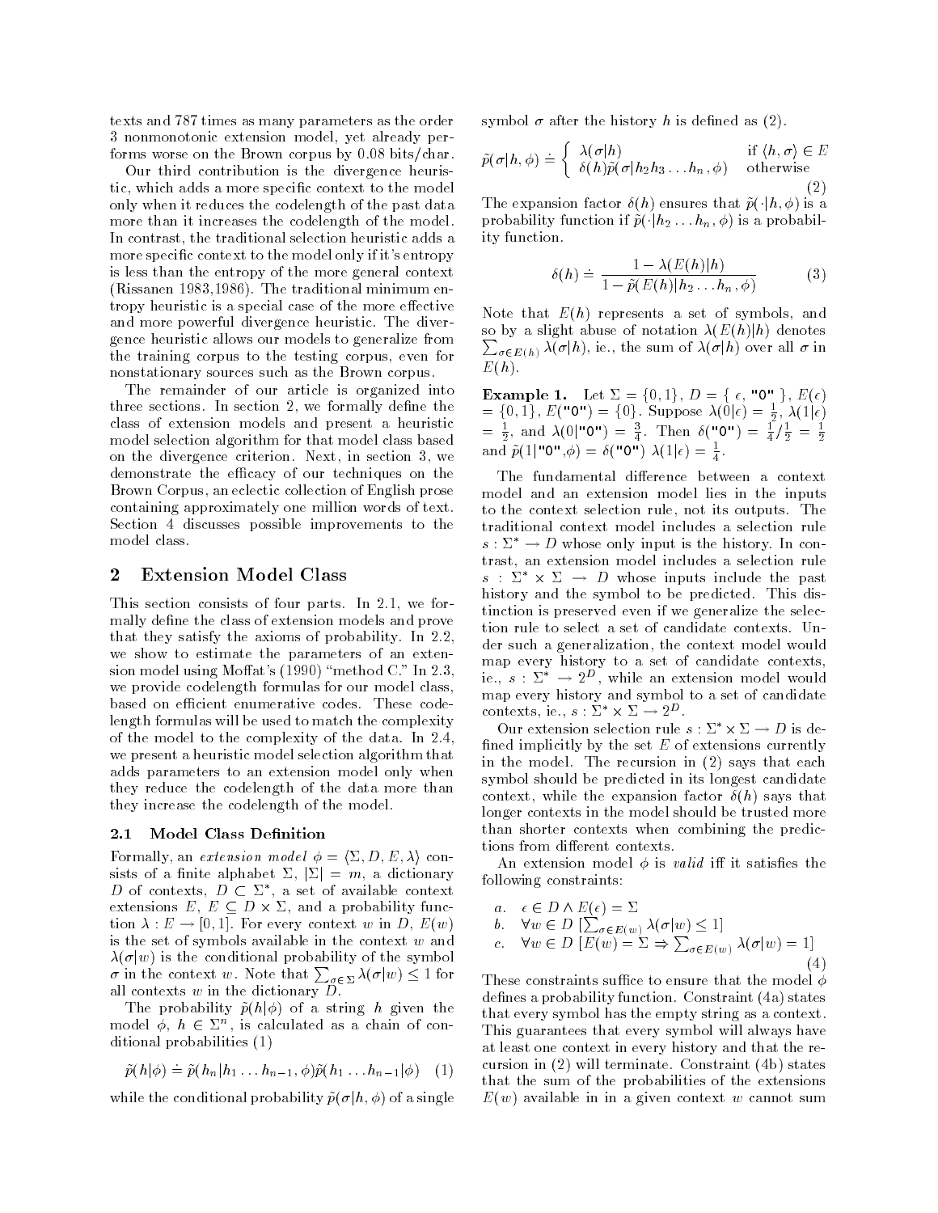texts and 787 times as many parameters as the order 3 nonmonotonic extension model, yet already performs worse on the Brown corpus by 0.08 bits/char.

Our third contribution is the divergence heuristic, which adds a more specific context to the model only when it reduces the codelength of the past data more than it increases the codelength of the model. In contrast, the traditional selection heuristic adds a more specific context to the model only if it's entropy is less than the entropy of the more general context (Rissanen 1983,1986). The traditional minimum entropy heuristic is a special case of the more effective and more powerful divergence heuristic. The divergence heuristic allows our models to generalize from the training corpus to the testing corpus, even for nonstationary sources such as the Brown corpus.

The remainder of our article is organized into three sections. In section 2, we formally define the class of extension models and present a heuristic model selection algorithm for that model class based on the divergence criterion. Next, in section 3, we demonstrate the efficacy of our techniques on the Brown Corpus, an eclectic collection of English prose containing approximately one million words of text. Section 4 discusses possible improvements to the model class.

## 2 Extension Model Class

This section consists of four parts. In 2.1, we formally define the class of extension models and prove that they satisfy the axioms of probability. In 2.2, we show to estimate the parameters of an extension model using Moffat's (1990) "method C." In 2.3, we provide codelength formulas for our model class, based on efficient enumerative codes. These codelength formulas will be used to match the complexity of the model to the complexity of the data. In 2.4, we present a heuristic model selection algorithm that adds parameters to an extension model only when they reduce the codelength of the data more than they increase the codelength of the model.

### 2.1 Model Class Definition

Formally, an *extension model* $\phi = \langle \Sigma, D, E, \lambda \rangle$ consists of a finite alphabet $\Sigma$, $|\Sigma| = m$, a dictionary $D$ of contexts, $D \subset \Sigma^*$, a set of available context extensions $E$, $E \subseteq D \times \Sigma$, and a probability function $\lambda : E \rightarrow [0, 1]$. For every context $w$ in $D$, $E(w)$ is the set of symbols available in the context $w$ and $\lambda(\sigma|w)$ is the conditional probability of the symbol $\sigma$ in the context $w$. Note that $\sum_{\sigma \in \Sigma} \lambda(\sigma|w) \leq 1$ for all contexts $w$ in the dictionary $D$.

The probability $\tilde{p}(h|\phi)$ of a string $h$ given the model $\phi$, $h \in \Sigma^n$, is calculated as a chain of conditional probabilities (1)

$$\tilde{p}(h|\phi) \doteq \tilde{p}(h_n|h_1 \ldots h_{n-1}, \phi)\tilde{p}(h_1 \ldots h_{n-1}|\phi) \quad (1)$$

while the conditional probability $\tilde{p}(\sigma|h, \phi)$ of a single symbol $\sigma$ after the history $h$ is defined as (2).

$$\tilde{p}(\sigma|h, \phi) \doteq \begin{cases} \lambda(\sigma|h) & \text{if } \langle h, \sigma \rangle \in E \\ \delta(h)\tilde{p}(\sigma|h_2 h_3 \ldots h_n, \phi) & \text{otherwise} \end{cases} \quad (2)$$

The expansion factor $\delta(h)$ ensures that $\tilde{p}(\cdot|h, \phi)$ is a probability function if $\tilde{p}(\cdot|h_2 \ldots h_n, \phi)$ is a probability function.

$$\delta(h) \doteq \frac{1 - \lambda(E(h)|h)}{1 - \tilde{p}(E(h)|h_2 \ldots h_n, \phi)} \quad (3)$$

Note that $E(h)$ represents a set of symbols, and so by a slight abuse of notation $\lambda(E(h)|h)$ denotes $\sum_{\sigma \in E(h)} \lambda(\sigma|h)$, ie., the sum of $\lambda(\sigma|h)$ over all $\sigma$ in $E(h)$.

**Example 1.** Let $\Sigma = \{0, 1\}$, $D = \{ \epsilon, \text{"0"} \}$, $E(\epsilon) = \{0, 1\}$, $E(\text{"0"}) = \{0\}$. Suppose $\lambda(0|\epsilon) = \frac{1}{2}$, $\lambda(1|\epsilon) = \frac{1}{2}$, and $\lambda(0|\text{"0"}) = \frac{3}{4}$. Then $\delta(\text{"0"}) = \frac{1}{4}/\frac{1}{2} = \frac{1}{2}$ and $\tilde{p}(1|\text{"0"}, \phi) = \delta(\text{"0"})\ \lambda(1|\epsilon) = \frac{1}{4}$.

The fundamental difference between a context model and an extension model lies in the inputs to the context selection rule, not its outputs. The traditional context model includes a selection rule $s : \Sigma^* \rightarrow D$ whose only input is the history. In contrast, an extension model includes a selection rule $s : \Sigma^* \times \Sigma \rightarrow D$ whose inputs include the past history and the symbol to be predicted. This distinction is preserved even if we generalize the selection rule to select a set of candidate contexts. Under such a generalization, the context model would map every history to a set of candidate contexts, ie., $s : \Sigma^* \rightarrow 2^D$, while an extension model would map every history and symbol to a set of candidate contexts, ie., $s : \Sigma^* \times \Sigma \rightarrow 2^D$.

Our extension selection rule $s : \Sigma^* \times \Sigma \rightarrow D$ is defined implicitly by the set $E$ of extensions currently in the model. The recursion in (2) says that each symbol should be predicted in its longest candidate context, while the expansion factor $\delta(h)$ says that longer contexts in the model should be trusted more than shorter contexts when combining the predictions from different contexts.

An extension model $\phi$ is *valid* iff it satisfies the following constraints:

$$\begin{array}{ll} a. & \epsilon \in D \wedge E(\epsilon) = \Sigma \\ b. & \forall w \in D\ [\sum_{\sigma \in E(w)} \lambda(\sigma|w) \leq 1] \\ c. & \forall w \in D\ [E(w) = \Sigma \Rightarrow \sum_{\sigma \in E(w)} \lambda(\sigma|w) = 1] \end{array} \quad (4)$$

These constraints suffice to ensure that the model $\phi$ defines a probability function. Constraint (4a) states that every symbol has the empty string as a context. This guarantees that every symbol will always have at least one context in every history and that the recursion in (2) will terminate. Constraint (4b) states that the sum of the probabilities of the extensions $E(w)$ available in in a given context $w$ cannot sum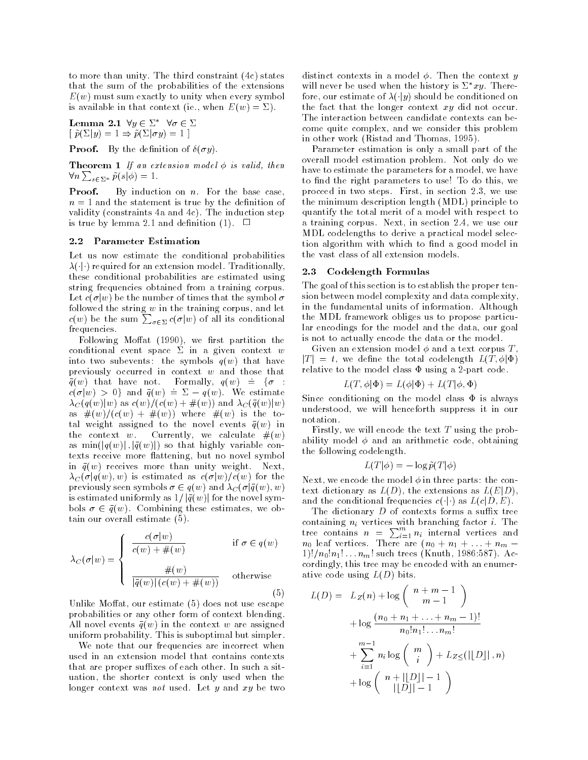to more than unity. The third constraint (4c) states that the sum of the probabilities of the extensions $E(w)$ must sum exactly to unity when every symbol is available in that context (ie., when $E(w) = \Sigma$).

**Lemma 2.1** $\forall y \in \Sigma^* \ \ \forall \sigma \in \Sigma$
$[\ \tilde{p}(\Sigma|y) = 1 \Rightarrow \tilde{p}(\Sigma|\sigma y) = 1\ ]$

**Proof.** By the definition of $\delta(\sigma y)$.

**Theorem 1** *If an extension model $\phi$ is valid, then* $\forall n \sum_{s \in \Sigma^n} \tilde{p}(s|\phi) = 1$.

**Proof.** By induction on $n$. For the base case, $n = 1$ and the statement is true by the definition of validity (constraints 4a and 4c). The induction step is true by lemma 2.1 and definition (1). □

### 2.2 Parameter Estimation

Let us now estimate the conditional probabilities $\lambda(\cdot|\cdot)$ required for an extension model. Traditionally, these conditional probabilities are estimated using string frequencies obtained from a training corpus. Let $c(\sigma|w)$ be the number of times that the symbol $\sigma$ followed the string $w$ in the training corpus, and let $c(w)$ be the sum $\sum_{\sigma \in \Sigma} c(\sigma|w)$ of all its conditional frequencies.

Following Moffat (1990), we first partition the conditional event space $\Sigma$ in a given context $w$ into two subevents: the symbols $q(w)$ that have previously occurred in context $w$ and those that $\bar{q}(w)$ that have not. Formally, $q(w) \doteq \{\sigma : c(\sigma|w) > 0\}$ and $\bar{q}(w) \doteq \Sigma - q(w)$. We estimate $\lambda_C(q(w)|w)$ as $c(w)/(c(w) + \#(w))$ and $\lambda_C(\bar{q}(w)|w)$ as $\#(w)/(c(w) + \#(w))$ where $\#(w)$ is the total weight assigned to the novel events $\bar{q}(w)$ in the context $w$. Currently, we calculate $\#(w)$ as $\min(|q(w)|, |\bar{q}(w)|)$ so that highly variable contexts receive more flattening, but no novel symbol in $\bar{q}(w)$ receives more than unity weight. Next, $\lambda_C(\sigma|q(w), w)$ is estimated as $c(\sigma|w)/c(w)$ for the previously seen symbols $\sigma \in q(w)$ and $\lambda_C(\sigma|\bar{q}(w), w)$ is estimated uniformly as $1/|\bar{q}(w)|$ for the novel symbols $\sigma \in \bar{q}(w)$. Combining these estimates, we obtain our overall estimate (5).

$$\lambda_C(\sigma|w) = \begin{cases} \dfrac{c(\sigma|w)}{c(w) + \#(w)} & \text{if } \sigma \in q(w) \\[2ex] \dfrac{\#(w)}{|\bar{q}(w)|\,(c(w) + \#(w))} & \text{otherwise} \end{cases} \tag{5}$$

Unlike Moffat, our estimate (5) does not use escape probabilities or any other form of context blending. All novel events $\bar{q}(w)$ in the context $w$ are assigned uniform probability. This is suboptimal but simpler.

We note that our frequencies are incorrect when used in an extension model that contains contexts that are proper suffixes of each other. In such a situation, the shorter context is only used when the longer context was *not* used. Let $y$ and $xy$ be two distinct contexts in a model $\phi$. Then the context $y$ will never be used when the history is $\Sigma^* xy$. Therefore, our estimate of $\lambda(\cdot|y)$ should be conditioned on the fact that the longer context $xy$ did not occur. The interaction between candidate contexts can become quite complex, and we consider this problem in other work (Ristad and Thomas, 1995).

Parameter estimation is only a small part of the overall model estimation problem. Not only do we have to estimate the parameters for a model, we have to find the right parameters to use! To do this, we proceed in two steps. First, in section 2.3, we use the minimum description length (MDL) principle to quantify the total merit of a model with respect to a training corpus. Next, in section 2.4, we use our MDL codelengths to derive a practical model selection algorithm with which to find a good model in the vast class of all extension models.

### 2.3 Codelength Formulas

The goal of this section is to establish the proper tension between model complexity and data complexity, in the fundamental units of information. Although the MDL framework obliges us to propose particular encodings for the model and the data, our goal is not to actually encode the data or the model.

Given an extension model $\phi$ and a text corpus $T$, $|T| = t$, we define the total codelength $L(T, \phi|\Phi)$ relative to the model class $\Phi$ using a 2-part code.

$$L(T, \phi|\Phi) = L(\phi|\Phi) + L(T|\phi, \Phi)$$

Since conditioning on the model class $\Phi$ is always understood, we will henceforth suppress it in our notation.

Firstly, we will encode the text $T$ using the probability model $\phi$ and an arithmetic code, obtaining the following codelength.

$$L(T|\phi) = -\log \tilde{p}(T|\phi)$$

Next, we encode the model $\phi$ in three parts: the context dictionary as $L(D)$, the extensions as $L(E|D)$, and the conditional frequencies $c(\cdot|\cdot)$ as $L(c|D, E)$.

The dictionary $D$ of contexts forms a suffix tree containing $n_i$ vertices with branching factor $i$. The tree contains $n = \sum_{i=1}^{m} n_i$ internal vertices and $n_0$ leaf vertices. There are $(n_0 + n_1 + \ldots + n_m - 1)!/n_0!n_1!\ldots n_m!$ such trees (Knuth, 1986:587). Accordingly, this tree may be encoded with an enumerative code using $L(D)$ bits.

$$\begin{aligned} L(D) = \ & L_Z(n) + \log \binom{n + m - 1}{m - 1} \\ & + \log \frac{(n_0 + n_1 + \ldots + n_m - 1)!}{n_0!n_1!\ldots n_m!} \\ & + \sum_{i=1}^{m-1} n_i \log \binom{m}{i} + L_{Z\leq}(|\lfloor D \rfloor|, n) \\ & + \log \binom{n + |\lfloor D \rfloor| - 1}{|\lfloor D \rfloor| - 1} \end{aligned}$$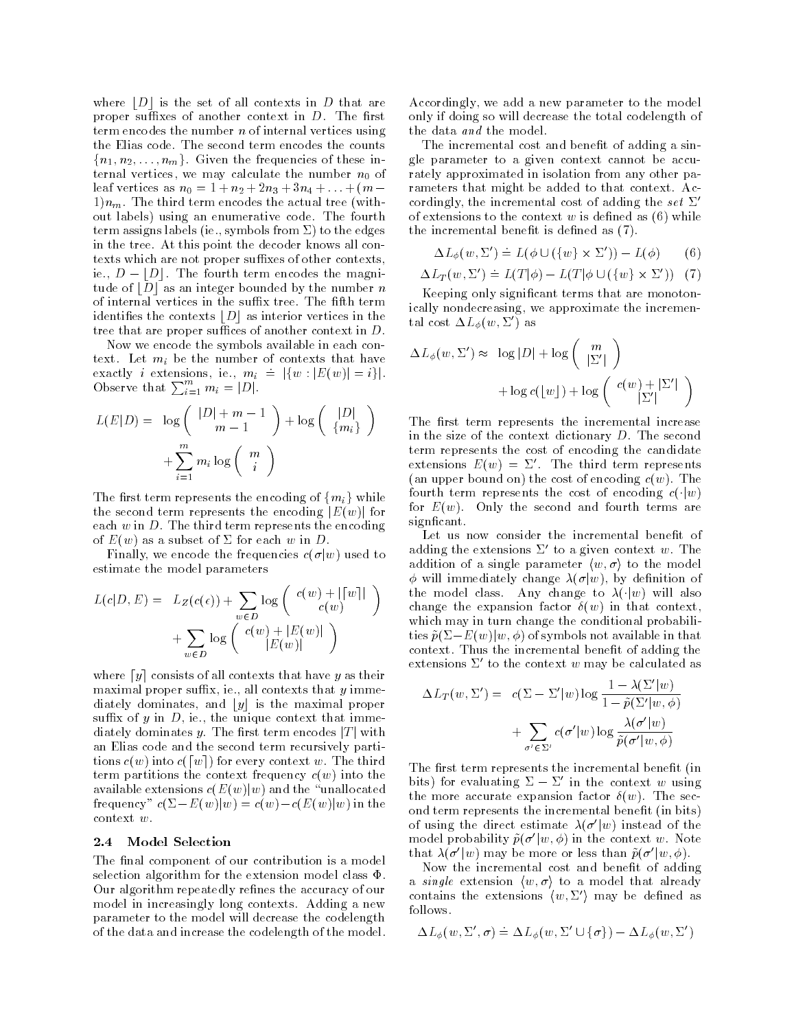where $\lfloor D \rfloor$ is the set of all contexts in $D$ that are proper suffixes of another context in $D$. The first term encodes the number $n$ of internal vertices using the Elias code. The second term encodes the counts $\{n_1, n_2, \ldots, n_m\}$. Given the frequencies of these internal vertices, we may calculate the number $n_0$ of leaf vertices as $n_0 = 1 + n_2 + 2n_3 + 3n_4 + \ldots + (m-1)n_m$. The third term encodes the actual tree (without labels) using an enumerative code. The fourth term assigns labels (ie., symbols from $\Sigma$) to the edges in the tree. At this point the decoder knows all contexts which are not proper suffixes of other contexts, ie., $D - \lfloor D \rfloor$. The fourth term encodes the magnitude of $\lfloor D \rfloor$ as an integer bounded by the number $n$ of internal vertices in the suffix tree. The fifth term identifies the contexts $\lfloor D \rfloor$ as interior vertices in the tree that are proper suffices of another context in $D$.

Now we encode the symbols available in each context. Let $m_i$ be the number of contexts that have exactly $i$ extensions, ie., $m_i \doteq |\{w : |E(w)| = i\}|$. Observe that $\sum_{i=1}^{m} m_i = |D|$.

$$L(E|D) = \log \binom{|D| + m - 1}{m - 1} + \log \binom{|D|}{\{m_i\}} + \sum_{i=1}^{m} m_i \log \binom{m}{i}$$

The first term represents the encoding of $\{m_i\}$ while the second term represents the encoding $|E(w)|$ for each $w$ in $D$. The third term represents the encoding of $E(w)$ as a subset of $\Sigma$ for each $w$ in $D$.

Finally, we encode the frequencies $c(\sigma|w)$ used to estimate the model parameters

$$L(c|D, E) = L_Z(c(\epsilon)) + \sum_{w \in D} \log \binom{c(w) + |\lceil w \rceil|}{c(w)} + \sum_{w \in D} \log \binom{c(w) + |E(w)|}{|E(w)|}$$

where $\lceil y \rceil$ consists of all contexts that have $y$ as their maximal proper suffix, ie., all contexts that $y$ immediately dominates, and $\lfloor y \rfloor$ is the maximal proper suffix of $y$ in $D$, ie., the unique context that immediately dominates $y$. The first term encodes $|T|$ with an Elias code and the second term recursively partitions $c(w)$ into $c(\lceil w \rceil)$ for every context $w$. The third term partitions the context frequency $c(w)$ into the available extensions $c(E(w)|w)$ and the "unallocated frequency" $c(\Sigma - E(w)|w) = c(w) - c(E(w)|w)$ in the context $w$.

### 2.4 Model Selection

The final component of our contribution is a model selection algorithm for the extension model class $\Phi$. Our algorithm repeatedly refines the accuracy of our model in increasingly long contexts. Adding a new parameter to the model will decrease the codelength of the data and increase the codelength of the model. Accordingly, we add a new parameter to the model only if doing so will decrease the total codelength of the data *and* the model.

The incremental cost and benefit of adding a single parameter to a given context cannot be accurately approximated in isolation from any other parameters that might be added to that context. Accordingly, the incremental cost of adding the *set* $\Sigma'$ of extensions to the context $w$ is defined as (6) while the incremental benefit is defined as (7).

$$\Delta L_\phi(w, \Sigma') \doteq L(\phi \cup (\{w\} \times \Sigma')) - L(\phi) \qquad (6)$$

$$\Delta L_T(w, \Sigma') \doteq L(T|\phi) - L(T|\phi \cup (\{w\} \times \Sigma')) \quad (7)$$

Keeping only significant terms that are monotonically nondecreasing, we approximate the incremental cost $\Delta L_\phi(w, \Sigma')$ as

$$\Delta L_\phi(w, \Sigma') \approx \log |D| + \log \binom{m}{|\Sigma'|} + \log c(\lfloor w \rfloor) + \log \binom{c(w) + |\Sigma'|}{|\Sigma'|}$$

The first term represents the incremental increase in the size of the context dictionary $D$. The second term represents the cost of encoding the candidate extensions $E(w) = \Sigma'$. The third term represents (an upper bound on) the cost of encoding $c(w)$. The fourth term represents the cost of encoding $c(\cdot|w)$ for $E(w)$. Only the second and fourth terms are signficant.

Let us now consider the incremental benefit of adding the extensions $\Sigma'$ to a given context $w$. The addition of a single parameter $\langle w, \sigma \rangle$ to the model $\phi$ will immediately change $\lambda(\sigma|w)$, by definition of the model class. Any change to $\lambda(\cdot|w)$ will also change the expansion factor $\delta(w)$ in that context, which may in turn change the conditional probabilities $\tilde{p}(\Sigma - E(w)|w, \phi)$ of symbols not available in that context. Thus the incremental benefit of adding the extensions $\Sigma'$ to the context $w$ may be calculated as

$$\Delta L_T(w, \Sigma') = c(\Sigma - \Sigma'|w) \log \frac{1 - \lambda(\Sigma'|w)}{1 - \tilde{p}(\Sigma'|w, \phi)} + \sum_{\sigma' \in \Sigma'} c(\sigma'|w) \log \frac{\lambda(\sigma'|w)}{\tilde{p}(\sigma'|w, \phi)}$$

The first term represents the incremental benefit (in bits) for evaluating $\Sigma - \Sigma'$ in the context $w$ using the more accurate expansion factor $\delta(w)$. The second term represents the incremental benefit (in bits) of using the direct estimate $\lambda(\sigma'|w)$ instead of the model probability $\tilde{p}(\sigma'|w, \phi)$ in the context $w$. Note that $\lambda(\sigma'|w)$ may be more or less than $\tilde{p}(\sigma'|w, \phi)$.

Now the incremental cost and benefit of adding a *single* extension $\langle w, \sigma \rangle$ to a model that already contains the extensions $\langle w, \Sigma' \rangle$ may be defined as follows.

$$\Delta L_\phi(w, \Sigma', \sigma) \doteq \Delta L_\phi(w, \Sigma' \cup \{\sigma\}) - \Delta L_\phi(w, \Sigma')$$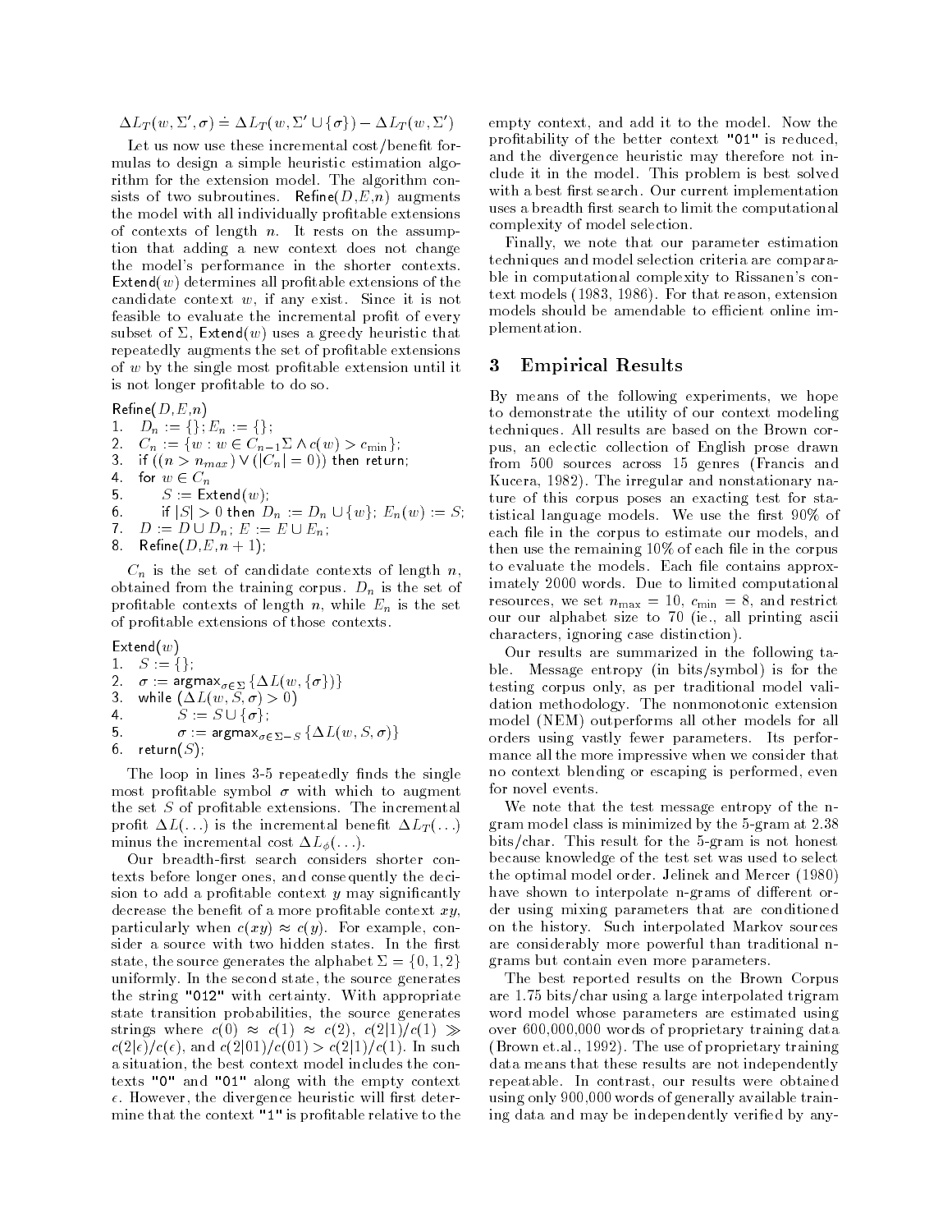$$\Delta L_T(w, \Sigma', \sigma) \doteq \Delta L_T(w, \Sigma' \cup \{\sigma\}) - \Delta L_T(w, \Sigma')$$

Let us now use these incremental cost/benefit formulas to design a simple heuristic estimation algorithm for the extension model. The algorithm consists of two subroutines. Refine($D$,$E$,$n$) augments the model with all individually profitable extensions of contexts of length $n$. It rests on the assumption that adding a new context does not change the model's performance in the shorter contexts. Extend($w$) determines all profitable extensions of the candidate context $w$, if any exist. Since it is not feasible to evaluate the incremental profit of every subset of $\Sigma$, Extend($w$) uses a greedy heuristic that repeatedly augments the set of profitable extensions of $w$ by the single most profitable extension until it is not longer profitable to do so.

```
Refine(D,E,n)
1.  D_n := {}; E_n := {};
2.  C_n := {w : w ∈ C_{n-1}Σ ∧ c(w) > c_min};
3.  if ((n > n_max) ∨ (|C_n| = 0)) then return;
4.  for w ∈ C_n
5.      S := Extend(w);
6.      if |S| > 0 then D_n := D_n ∪ {w}; E_n(w) := S;
7.  D := D ∪ D_n; E := E ∪ E_n;
8.  Refine(D,E,n + 1);
```

$C_n$ is the set of candidate contexts of length $n$, obtained from the training corpus. $D_n$ is the set of profitable contexts of length $n$, while $E_n$ is the set of profitable extensions of those contexts.

```
Extend(w)
1.  S := {};
2.  σ := argmax_{σ∈Σ} {ΔL(w, {σ})}
3.  while (ΔL(w, S, σ) > 0)
4.      S := S ∪ {σ};
5.      σ := argmax_{σ∈Σ−S} {ΔL(w, S, σ)}
6.  return(S);
```

The loop in lines 3-5 repeatedly finds the single most profitable symbol $\sigma$ with which to augment the set $S$ of profitable extensions. The incremental profit $\Delta L(\ldots)$ is the incremental benefit $\Delta L_T(\ldots)$ minus the incremental cost $\Delta L_\phi(\ldots)$.

Our breadth-first search considers shorter contexts before longer ones, and consequently the decision to add a profitable context $y$ may significantly decrease the benefit of a more profitable context $xy$, particularly when $c(xy) \approx c(y)$. For example, consider a source with two hidden states. In the first state, the source generates the alphabet $\Sigma = \{0, 1, 2\}$ uniformly. In the second state, the source generates the string "012" with certainty. With appropriate state transition probabilities, the source generates strings where $c(0) \approx c(1) \approx c(2)$, $c(2|1)/c(1) \gg c(2|\epsilon)/c(\epsilon)$, and $c(2|01)/c(01) > c(2|1)/c(1)$. In such a situation, the best context model includes the contexts "0" and "01" along with the empty context $\epsilon$. However, the divergence heuristic will first determine that the context "1" is profitable relative to the empty context, and add it to the model. Now the profitability of the better context "01" is reduced, and the divergence heuristic may therefore not include it in the model. This problem is best solved with a best first search. Our current implementation uses a breadth first search to limit the computational complexity of model selection.

Finally, we note that our parameter estimation techniques and model selection criteria are comparable in computational complexity to Rissanen's context models (1983, 1986). For that reason, extension models should be amendable to efficient online implementation.

## 3 Empirical Results

By means of the following experiments, we hope to demonstrate the utility of our context modeling techniques. All results are based on the Brown corpus, an eclectic collection of English prose drawn from 500 sources across 15 genres (Francis and Kucera, 1982). The irregular and nonstationary nature of this corpus poses an exacting test for statistical language models. We use the first 90% of each file in the corpus to estimate our models, and then use the remaining 10% of each file in the corpus to evaluate the models. Each file contains approximately 2000 words. Due to limited computational resources, we set $n_{\max} = 10$, $c_{\min} = 8$, and restrict our our alphabet size to 70 (ie., all printing ascii characters, ignoring case distinction).

Our results are summarized in the following table. Message entropy (in bits/symbol) is for the testing corpus only, as per traditional model validation methodology. The nonmonotonic extension model (NEM) outperforms all other models for all orders using vastly fewer parameters. Its performance all the more impressive when we consider that no context blending or escaping is performed, even for novel events.

We note that the test message entropy of the n-gram model class is minimized by the 5-gram at 2.38 bits/char. This result for the 5-gram is not honest because knowledge of the test set was used to select the optimal model order. Jelinek and Mercer (1980) have shown to interpolate n-grams of different order using mixing parameters that are conditioned on the history. Such interpolated Markov sources are considerably more powerful than traditional n-grams but contain even more parameters.

The best reported results on the Brown Corpus are 1.75 bits/char using a large interpolated trigram word model whose parameters are estimated using over 600,000,000 words of proprietary training data (Brown et.al., 1992). The use of proprietary training data means that these results are not independently repeatable. In contrast, our results were obtained using only 900,000 words of generally available training data and may be independently verified by any-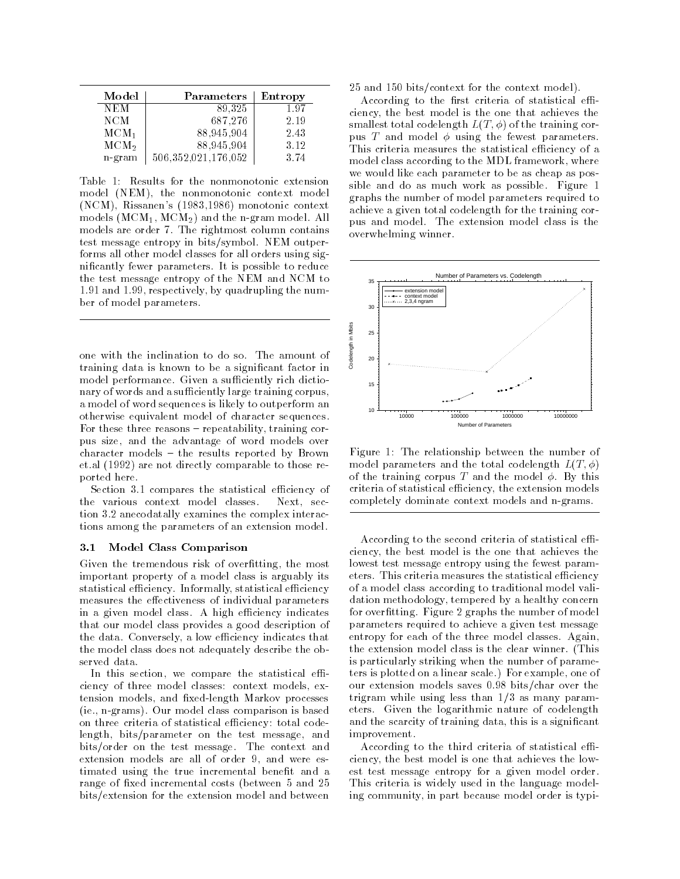| Model | Parameters | Entropy |
|---|---|---|
| NEM | 89,325 | 1.97 |
| NCM | 687,276 | 2.19 |
| $MCM_1$ | 88,945,904 | 2.43 |
| $MCM_2$ | 88,945,904 | 3.12 |
| n-gram | 506,352,021,176,052 | 3.74 |

Table 1: Results for the nonmonotonic extension model (NEM), the nonmonotonic context model (NCM), Rissanen's (1983,1986) monotonic context models ($MCM_1$, $MCM_2$) and the n-gram model. All models are order 7. The rightmost column contains test message entropy in bits/symbol. NEM outperforms all other model classes for all orders using significantly fewer parameters. It is possible to reduce the test message entropy of the NEM and NCM to 1.91 and 1.99, respectively, by quadrupling the number of model parameters.

one with the inclination to do so. The amount of training data is known to be a significant factor in model performance. Given a sufficiently rich dictionary of words and a sufficiently large training corpus, a model of word sequences is likely to outperform an otherwise equivalent model of character sequences. For these three reasons – repeatability, training corpus size, and the advantage of word models over character models – the results reported by Brown et.al (1992) are not directly comparable to those reported here.

Section 3.1 compares the statistical efficiency of the various context model classes. Next, section 3.2 anecodatally examines the complex interactions among the parameters of an extension model.

### 3.1 Model Class Comparison

Given the tremendous risk of overfitting, the most important property of a model class is arguably its statistical efficiency. Informally, statistical efficiency measures the effectiveness of individual parameters in a given model class. A high efficiency indicates that our model class provides a good description of the data. Conversely, a low efficiency indicates that the model class does not adequately describe the observed data.

In this section, we compare the statistical efficiency of three model classes: context models, extension models, and fixed-length Markov processes (ie., n-grams). Our model class comparison is based on three criteria of statistical efficiency: total codelength, bits/parameter on the test message, and bits/order on the test message. The context and extension models are all of order 9, and were estimated using the true incremental benefit and a range of fixed incremental costs (between 5 and 25 bits/extension for the extension model and between 25 and 150 bits/context for the context model).

According to the first criteria of statistical efficiency, the best model is the one that achieves the smallest total codelength $L(T, \phi)$ of the training corpus $T$ and model $\phi$ using the fewest parameters. This criteria measures the statistical efficiency of a model class according to the MDL framework, where we would like each parameter to be as cheap as possible and do as much work as possible. Figure 1 graphs the number of model parameters required to achieve a given total codelength for the training corpus and model. The extension model class is the overwhelming winner.

Figure 1: The relationship between the number of model parameters and the total codelength $L(T, \phi)$ of the training corpus $T$ and the model $\phi$. By this criteria of statistical efficiency, the extension models completely dominate context models and n-grams.

According to the second criteria of statistical efficiency, the best model is the one that achieves the lowest test message entropy using the fewest parameters. This criteria measures the statistical efficiency of a model class according to traditional model validation methodology, tempered by a healthy concern for overfitting. Figure 2 graphs the number of model parameters required to achieve a given test message entropy for each of the three model classes. Again, the extension model class is the clear winner. (This is particularly striking when the number of parameters is plotted on a linear scale.) For example, one of our extension models saves 0.98 bits/char over the trigram while using less than 1/3 as many parameters. Given the logarithmic nature of codelength and the scarcity of training data, this is a significant improvement.

According to the third criteria of statistical efficiency, the best model is one that achieves the lowest test message entropy for a given model order. This criteria is widely used in the language modeling community, in part because model order is typi-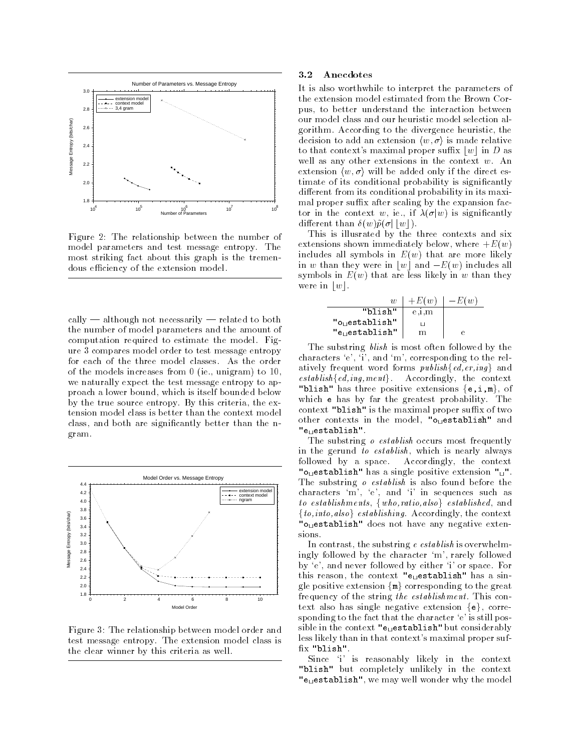Figure 2: The relationship between the number of model parameters and test message entropy. The most striking fact about this graph is the tremendous efficiency of the extension model.

cally — although not necessarily — related to both the number of model parameters and the amount of computation required to estimate the model. Figure 3 compares model order to test message entropy for each of the three model classes. As the order of the models increases from 0 (ie., unigram) to 10, we naturally expect the test message entropy to approach a lower bound, which is itself bounded below by the true source entropy. By this criteria, the extension model class is better than the context model class, and both are significantly better than the n-gram.

Figure 3: The relationship between model order and test message entropy. The extension model class is the clear winner by this criteria as well.

### 3.2 Anecdotes

It is also worthwhile to interpret the parameters of the extension model estimated from the Brown Corpus, to better understand the interaction between our model class and our heuristic model selection algorithm. According to the divergence heuristic, the decision to add an extension $\langle w, \sigma \rangle$ is made relative to that context's maximal proper suffix $\lfloor w \rfloor$ in $D$ as well as any other extensions in the context $w$. An extension $\langle w, \sigma \rangle$ will be added only if the direct estimate of its conditional probability is significantly different from its conditional probability in its maximal proper suffix after scaling by the expansion factor in the context $w$, ie., if $\lambda(\sigma|w)$ is significantly different than $\delta(w)\tilde{p}(\sigma|\lfloor w \rfloor)$.

This is illusrated by the three contexts and six extensions shown immediately below, where $+E(w)$ includes all symbols in $E(w)$ that are more likely in $w$ than they were in $\lfloor w \rfloor$ and $-E(w)$ includes all symbols in $E(w)$ that are less likely in $w$ than they were in $\lfloor w \rfloor$.

| $w$ | $+E(w)$ | $-E(w)$ |
|---|---|---|
| `"blish"` | e,i,m | |
| `"o␣establish"` | ␣ | |
| `"e␣establish"` | m | e |

The substring *blish* is most often followed by the characters 'e', 'i', and 'm', corresponding to the relatively frequent word forms *publish{ed,er,ing}* and *establish{ed,ing,ment}*. Accordingly, the context `"blish"` has three positive extensions {`e`,`i`,`m`}, of which `e` has by far the greatest probability. The context `"blish"` is the maximal proper suffix of two other contexts in the model, `"o␣establish"` and `"e␣establish"`.

The substring *o establish* occurs most frequently in the gerund *to establish*, which is nearly always followed by a space. Accordingly, the context `"o␣establish"` has a single positive extension `"␣"`. The substring *o establish* is also found before the characters 'm', 'e', and 'i' in sequences such as *to establishments*, *{who,ratio,also} established*, and *{to,into,also} establishing*. Accordingly, the context `"o␣establish"` does not have any negative extensions.

In contrast, the substring *e establish* is overwhelmingly followed by the character 'm', rarely followed by 'e', and never followed by either 'i' or space. For this reason, the context `"e␣establish"` has a single positive extension {`m`} corresponding to the great frequency of the string *the establishment*. This context also has single negative extension {`e`}, corresponding to the fact that the character 'e' is still possible in the context `"e␣establish"` but considerably less likely than in that context's maximal proper suffix `"blish"`.

Since 'i' is reasonably likely in the context `"blish"` but completely unlikely in the context `"e␣establish"`, we may well wonder why the model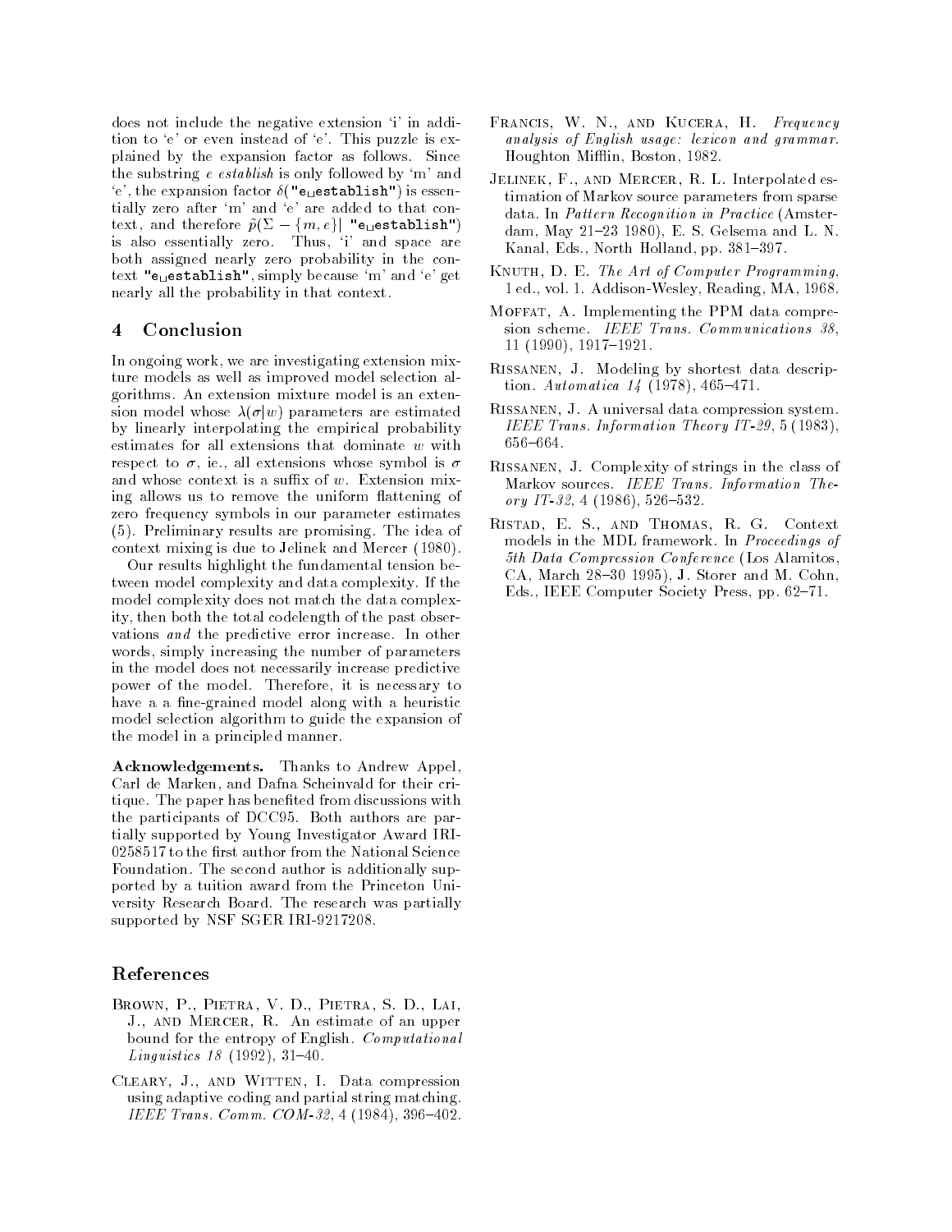does not include the negative extension 'i' in addition to 'e' or even instead of 'e'. This puzzle is explained by the expansion factor as follows. Since the substring *e establish* is only followed by 'm' and 'e', the expansion factor $\delta($`"e␣establish"`$)$ is essentially zero after 'm' and 'e' are added to that context, and therefore $\tilde{p}(\Sigma - \{m, e\}|$ `"e␣establish"`$)$ is also essentially zero. Thus, 'i' and space are both assigned nearly zero probability in the context `"e␣establish"`, simply because 'm' and 'e' get nearly all the probability in that context.

## 4 Conclusion

In ongoing work, we are investigating extension mixture models as well as improved model selection algorithms. An extension mixture model is an extension model whose $\lambda(\sigma|w)$ parameters are estimated by linearly interpolating the empirical probability estimates for all extensions that dominate $w$ with respect to $\sigma$, ie., all extensions whose symbol is $\sigma$ and whose context is a suffix of $w$. Extension mixing allows us to remove the uniform flattening of zero frequency symbols in our parameter estimates (5). Preliminary results are promising. The idea of context mixing is due to Jelinek and Mercer (1980).

Our results highlight the fundamental tension between model complexity and data complexity. If the model complexity does not match the data complexity, then both the total codelength of the past observations *and* the predictive error increase. In other words, simply increasing the number of parameters in the model does not necessarily increase predictive power of the model. Therefore, it is necessary to have a a fine-grained model along with a heuristic model selection algorithm to guide the expansion of the model in a principled manner.

**Acknowledgements.** Thanks to Andrew Appel, Carl de Marken, and Dafna Scheinvald for their critique. The paper has benefited from discussions with the participants of DCC95. Both authors are partially supported by Young Investigator Award IRI-0258517 to the first author from the National Science Foundation. The second author is additionally supported by a tuition award from the Princeton University Research Board. The research was partially supported by NSF SGER IRI-9217208.

## References

Brown, P., Pietra, V. D., Pietra, S. D., Lai, J., and Mercer, R. An estimate of an upper bound for the entropy of English. *Computational Linguistics 18* (1992), 31–40.

Cleary, J., and Witten, I. Data compression using adaptive coding and partial string matching. *IEEE Trans. Comm. COM-32*, 4 (1984), 396–402.

Francis, W. N., and Kucera, H. *Frequency analysis of English usage: lexicon and grammar.* Houghton Mifflin, Boston, 1982.

Jelinek, F., and Mercer, R. L. Interpolated estimation of Markov source parameters from sparse data. In *Pattern Recognition in Practice* (Amsterdam, May 21–23 1980), E. S. Gelsema and L. N. Kanal, Eds., North Holland, pp. 381–397.

Knuth, D. E. *The Art of Computer Programming*, 1 ed., vol. 1. Addison-Wesley, Reading, MA, 1968.

Moffat, A. Implementing the PPM data compression scheme. *IEEE Trans. Communications 38*, 11 (1990), 1917–1921.

Rissanen, J. Modeling by shortest data description. *Automatica 14* (1978), 465–471.

Rissanen, J. A universal data compression system. *IEEE Trans. Information Theory IT-29*, 5 (1983), 656–664.

Rissanen, J. Complexity of strings in the class of Markov sources. *IEEE Trans. Information Theory IT-32*, 4 (1986), 526–532.

Ristad, E. S., and Thomas, R. G. Context models in the MDL framework. In *Proceedings of 5th Data Compression Conference* (Los Alamitos, CA, March 28–30 1995), J. Storer and M. Cohn, Eds., IEEE Computer Society Press, pp. 62–71.